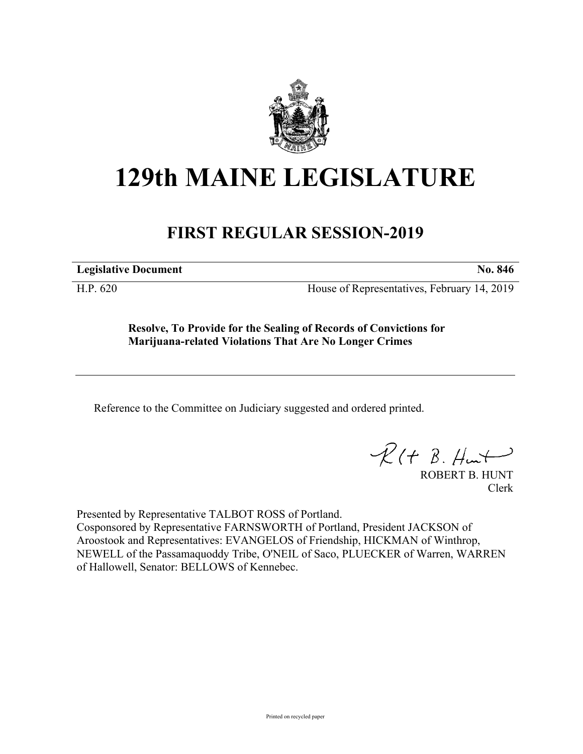# 129th MAINE LEGISLATURE

## FIRST REGULAR SESSION-2019

**Legislative Document** **No. 846**

H.P. 620 House of Representatives, February 14, 2019

**Resolve, To Provide for the Sealing of Records of Convictions for Marijuana-related Violations That Are No Longer Crimes**

Reference to the Committee on Judiciary suggested and ordered printed.

ROBERT B. HUNT
Clerk

Presented by Representative TALBOT ROSS of Portland.
Cosponsored by Representative FARNSWORTH of Portland, President JACKSON of Aroostook and Representatives: EVANGELOS of Friendship, HICKMAN of Winthrop, NEWELL of the Passamaquoddy Tribe, O'NEIL of Saco, PLUECKER of Warren, WARREN of Hallowell, Senator: BELLOWS of Kennebec.

Printed on recycled paper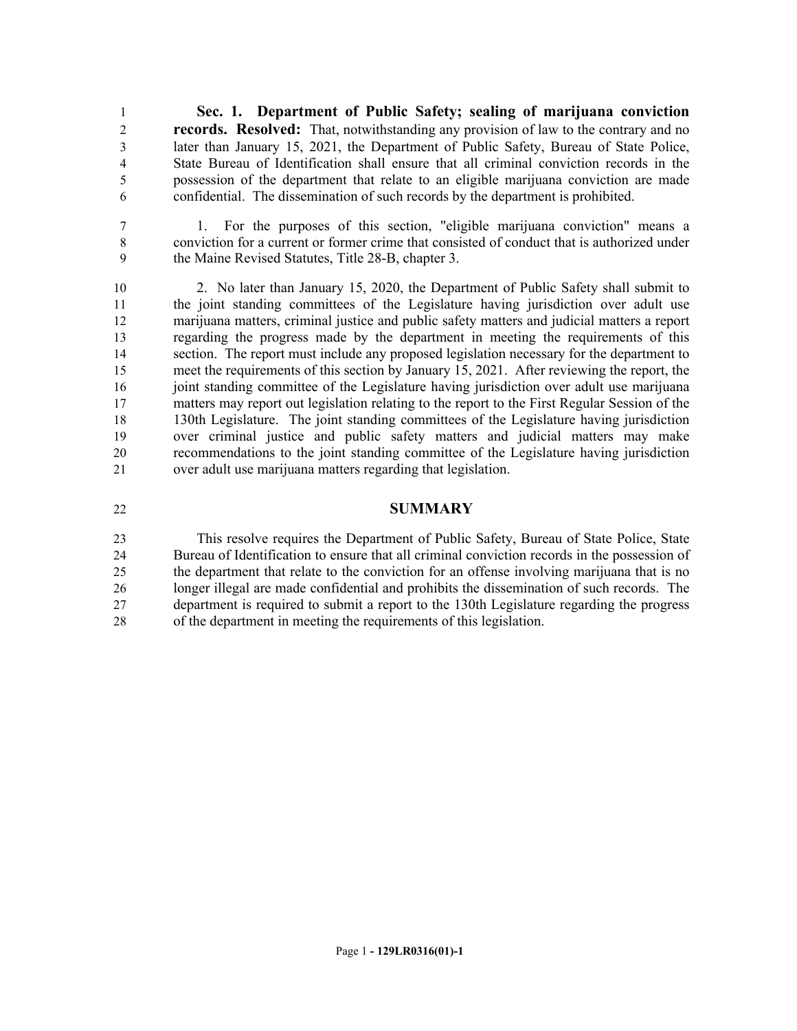**Sec. 1. Department of Public Safety; sealing of marijuana conviction records. Resolved:** That, notwithstanding any provision of law to the contrary and no later than January 15, 2021, the Department of Public Safety, Bureau of State Police, State Bureau of Identification shall ensure that all criminal conviction records in the possession of the department that relate to an eligible marijuana conviction are made confidential. The dissemination of such records by the department is prohibited.

1. For the purposes of this section, "eligible marijuana conviction" means a conviction for a current or former crime that consisted of conduct that is authorized under the Maine Revised Statutes, Title 28-B, chapter 3.

2. No later than January 15, 2020, the Department of Public Safety shall submit to the joint standing committees of the Legislature having jurisdiction over adult use marijuana matters, criminal justice and public safety matters and judicial matters a report regarding the progress made by the department in meeting the requirements of this section. The report must include any proposed legislation necessary for the department to meet the requirements of this section by January 15, 2021. After reviewing the report, the joint standing committee of the Legislature having jurisdiction over adult use marijuana matters may report out legislation relating to the report to the First Regular Session of the 130th Legislature. The joint standing committees of the Legislature having jurisdiction over criminal justice and public safety matters and judicial matters may make recommendations to the joint standing committee of the Legislature having jurisdiction over adult use marijuana matters regarding that legislation.

## SUMMARY

This resolve requires the Department of Public Safety, Bureau of State Police, State Bureau of Identification to ensure that all criminal conviction records in the possession of the department that relate to the conviction for an offense involving marijuana that is no longer illegal are made confidential and prohibits the dissemination of such records. The department is required to submit a report to the 130th Legislature regarding the progress of the department in meeting the requirements of this legislation.